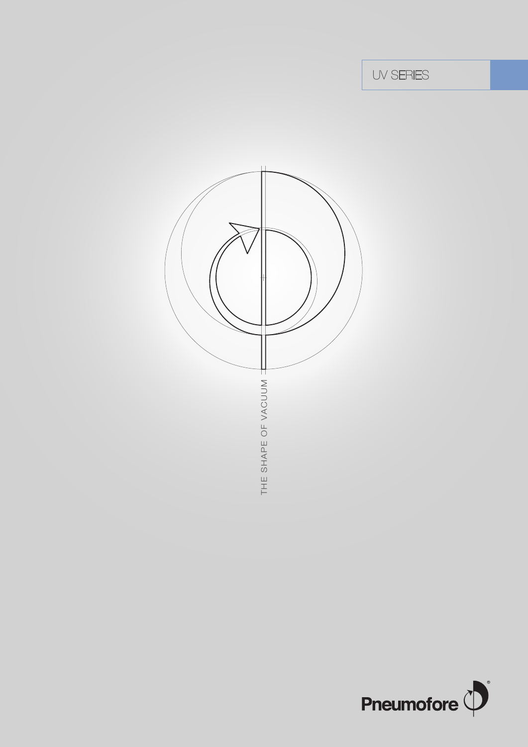UV SERIES

THE SHAPE OF VACUUM

Pneumofore®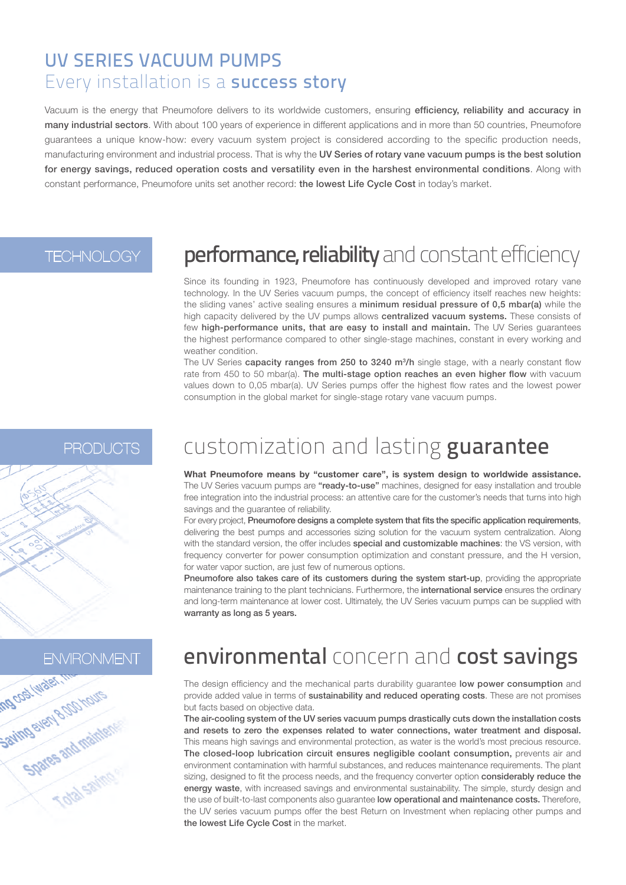# UV SERIES VACUUM PUMPS
## Every installation is a **success story**

Vacuum is the energy that Pneumofore delivers to its worldwide customers, ensuring **efficiency, reliability and accuracy in many industrial sectors**. With about 100 years of experience in different applications and in more than 50 countries, Pneumofore guarantees a unique know-how: every vacuum system project is considered according to the specific production needs, manufacturing environment and industrial process. That is why the **UV Series of rotary vane vacuum pumps is the best solution for energy savings, reduced operation costs and versatility even in the harshest environmental conditions**. Along with constant performance, Pneumofore units set another record: **the lowest Life Cycle Cost** in today's market.

TECHNOLOGY

## **performance, reliability** and constant efficiency

Since its founding in 1923, Pneumofore has continuously developed and improved rotary vane technology. In the UV Series vacuum pumps, the concept of efficiency itself reaches new heights: the sliding vanes' active sealing ensures a **minimum residual pressure of 0,5 mbar(a)** while the high capacity delivered by the UV pumps allows **centralized vacuum systems.** These consists of few **high-performance units, that are easy to install and maintain.** The UV Series guarantees the highest performance compared to other single-stage machines, constant in every working and weather condition.
The UV Series **capacity ranges from 250 to 3240 m³/h** single stage, with a nearly constant flow rate from 450 to 50 mbar(a). **The multi-stage option reaches an even higher flow** with vacuum values down to 0,05 mbar(a). UV Series pumps offer the highest flow rates and the lowest power consumption in the global market for single-stage rotary vane vacuum pumps.

PRODUCTS

## customization and lasting **guarantee**

**What Pneumofore means by "customer care", is system design to worldwide assistance.** The UV Series vacuum pumps are **"ready-to-use"** machines, designed for easy installation and trouble free integration into the industrial process: an attentive care for the customer's needs that turns into high savings and the guarantee of reliability.
For every project, **Pneumofore designs a complete system that fits the specific application requirements**, delivering the best pumps and accessories sizing solution for the vacuum system centralization. Along with the standard version, the offer includes **special and customizable machines**: the VS version, with frequency converter for power consumption optimization and constant pressure, and the H version, for water vapor suction, are just few of numerous options.
**Pneumofore also takes care of its customers during the system start-up**, providing the appropriate maintenance training to the plant technicians. Furthermore, the **international service** ensures the ordinary and long-term maintenance at lower cost. Ultimately, the UV Series vacuum pumps can be supplied with **warranty as long as 5 years.**

ENVIRONMENT

## **environmental** concern and **cost savings**

The design efficiency and the mechanical parts durability guarantee **low power consumption** and provide added value in terms of **sustainability and reduced operating costs**. These are not promises but facts based on objective data.
**The air-cooling system of the UV series vacuum pumps drastically cuts down the installation costs and resets to zero the expenses related to water connections, water treatment and disposal.** This means high savings and environmental protection, as water is the world's most precious resource. **The closed-loop lubrication circuit ensures negligible coolant consumption,** prevents air and environment contamination with harmful substances, and reduces maintenance requirements. The plant sizing, designed to fit the process needs, and the frequency converter option **considerably reduce the energy waste**, with increased savings and environmental sustainability. The simple, sturdy design and the use of built-to-last components also guarantee **low operational and maintenance costs.** Therefore, the UV series vacuum pumps offer the best Return on Investment when replacing other pumps and **the lowest Life Cycle Cost** in the market.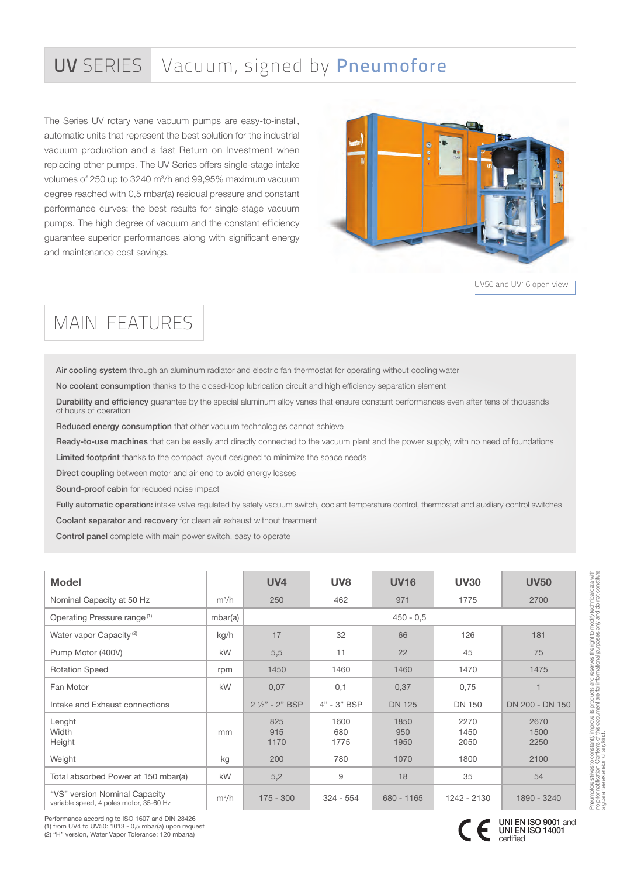# UV SERIES Vacuum, signed by Pneumofore

The Series UV rotary vane vacuum pumps are easy-to-install, automatic units that represent the best solution for the industrial vacuum production and a fast Return on Investment when replacing other pumps. The UV Series offers single-stage intake volumes of 250 up to 3240 m³/h and 99,95% maximum vacuum degree reached with 0,5 mbar(a) residual pressure and constant performance curves: the best results for single-stage vacuum pumps. The high degree of vacuum and the constant efficiency guarantee superior performances along with significant energy and maintenance cost savings.

UV50 and UV16 open view

## MAIN FEATURES

**Air cooling system** through an aluminum radiator and electric fan thermostat for operating without cooling water

**No coolant consumption** thanks to the closed-loop lubrication circuit and high efficiency separation element

**Durability and efficiency** guarantee by the special aluminum alloy vanes that ensure constant performances even after tens of thousands of hours of operation

**Reduced energy consumption** that other vacuum technologies cannot achieve

**Ready-to-use machines** that can be easily and directly connected to the vacuum plant and the power supply, with no need of foundations

**Limited footprint** thanks to the compact layout designed to minimize the space needs

**Direct coupling** between motor and air end to avoid energy losses

**Sound-proof cabin** for reduced noise impact

**Fully automatic operation:** intake valve regulated by safety vacuum switch, coolant temperature control, thermostat and auxiliary control switches

**Coolant separator and recovery** for clean air exhaust without treatment

**Control panel** complete with main power switch, easy to operate

| Model | | UV4 | UV8 | UV16 | UV30 | UV50 |
|---|---|---|---|---|---|---|
| Nominal Capacity at 50 Hz | m³/h | 250 | 462 | 971 | 1775 | 2700 |
| Operating Pressure range [1] | mbar(a) | 450 - 0,5 | | | | |
| Water vapor Capacity [2] | kg/h | 17 | 32 | 66 | 126 | 181 |
| Pump Motor (400V) | kW | 5,5 | 11 | 22 | 45 | 75 |
| Rotation Speed | rpm | 1450 | 1460 | 1460 | 1470 | 1475 |
| Fan Motor | kW | 0,07 | 0,1 | 0,37 | 0,75 | 1 |
| Intake and Exhaust connections | | 2 ½" - 2" BSP | 4" - 3" BSP | DN 125 | DN 150 | DN 200 - DN 150 |
| Lenght<br>Width<br>Height | mm | 825<br>915<br>1170 | 1600<br>680<br>1775 | 1850<br>950<br>1950 | 2270<br>1450<br>2050 | 2670<br>1500<br>2250 |
| Weight | kg | 200 | 780 | 1070 | 1800 | 2100 |
| Total absorbed Power at 150 mbar(a) | kW | 5,2 | 9 | 18 | 35 | 54 |
| "VS" version Nominal Capacity<br>variable speed, 4 poles motor, 35-60 Hz | m³/h | 175 - 300 | 324 - 554 | 680 - 1165 | 1242 - 2130 | 1890 - 3240 |

Performance according to ISO 1607 and DIN 28426
(1) from UV4 to UV50: 1013 - 0,5 mbar(a) upon request
(2) "H" version, Water Vapor Tolerance: 120 mbar(a)

CE **UNI EN ISO 9001** and **UNI EN ISO 14001** certified

Pneumofore strives to constantly improve its products and reserves the right to modify technical data with no prior notification. Contents of this document are for informational purposes only and do not constitute a guarantee extension of any kind.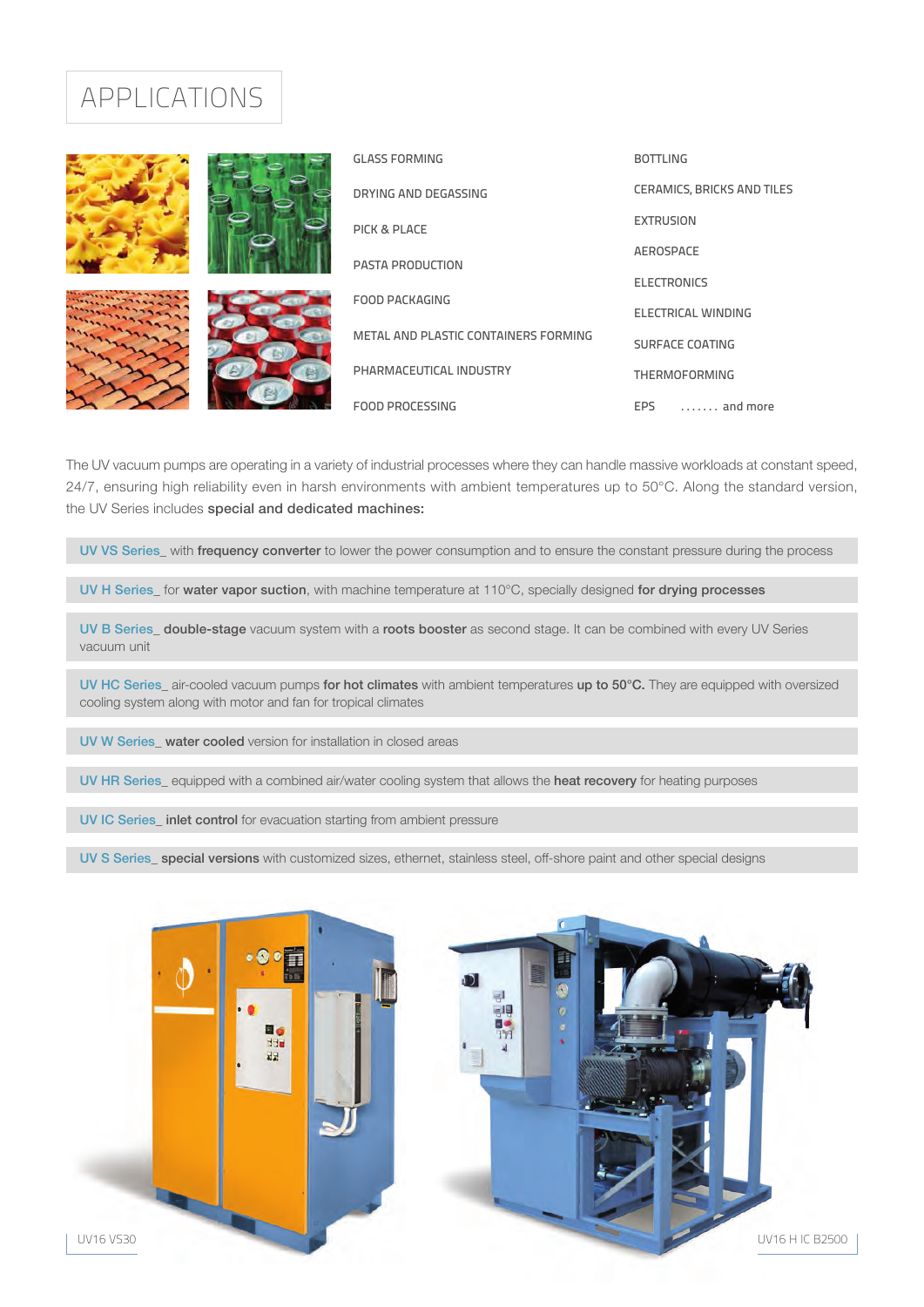# APPLICATIONS

- GLASS FORMING
- DRYING AND DEGASSING
- PICK & PLACE
- PASTA PRODUCTION
- FOOD PACKAGING
- METAL AND PLASTIC CONTAINERS FORMING
- PHARMACEUTICAL INDUSTRY
- FOOD PROCESSING
- BOTTLING
- CERAMICS, BRICKS AND TILES
- EXTRUSION
- AEROSPACE
- ELECTRONICS
- ELECTRICAL WINDING
- SURFACE COATING
- THERMOFORMING
- EPS ....... and more

The UV vacuum pumps are operating in a variety of industrial processes where they can handle massive workloads at constant speed, 24/7, ensuring high reliability even in harsh environments with ambient temperatures up to 50°C. Along the standard version, the UV Series includes **special and dedicated machines:**

UV VS Series_ with **frequency converter** to lower the power consumption and to ensure the constant pressure during the process

UV H Series_ for **water vapor suction**, with machine temperature at 110°C, specially designed **for drying processes**

UV B Series_ **double-stage** vacuum system with a **roots booster** as second stage. It can be combined with every UV Series vacuum unit

UV HC Series_ air-cooled vacuum pumps **for hot climates** with ambient temperatures **up to 50°C.** They are equipped with oversized cooling system along with motor and fan for tropical climates

UV W Series_ **water cooled** version for installation in closed areas

UV HR Series_ equipped with a combined air/water cooling system that allows the **heat recovery** for heating purposes

UV IC Series_ **inlet control** for evacuation starting from ambient pressure

UV S Series_ **special versions** with customized sizes, ethernet, stainless steel, off-shore paint and other special designs

UV16 VS30

UV16 H IC B2500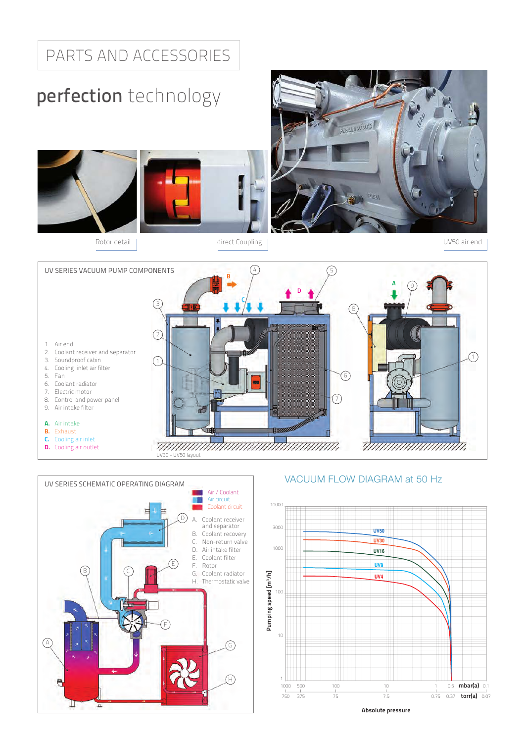# PARTS AND ACCESSORIES

## perfection technology

Rotor detail

direct Coupling

UV50 air end

### UV SERIES VACUUM PUMP COMPONENTS

1. Air end
2. Coolant receiver and separator
3. Soundproof cabin
4. Cooling inlet air filter
5. Fan
6. Coolant radiator
7. Electric motor
8. Control and power panel
9. Air intake filter

**A.** Air intake
**B.** Exhaust
**C.** Cooling air inlet
**D.** Cooling air outlet

UV30 - UV50 layout

### UV SERIES SCHEMATIC OPERATING DIAGRAM

- Air / Coolant
- Air circuit
- Coolant circuit

A. Coolant receiver and separator
B. Coolant recovery
C. Non-return valve
D. Air intake filter
E. Coolant filter
F. Rotor
G. Coolant radiator
H. Thermostatic valve

### VACUUM FLOW DIAGRAM at 50 Hz

Pumping speed [m³/h]: 10000, 3000, 1000, 100, 10, 1

Curves: UV50, UV30, UV16, UV8, UV4

Absolute pressure

mbar(a): 1000, 500, 100, 10, 1, 0.5, 0.1

torr(a): 750, 375, 75, 7.5, 0.75, 0.37, 0.07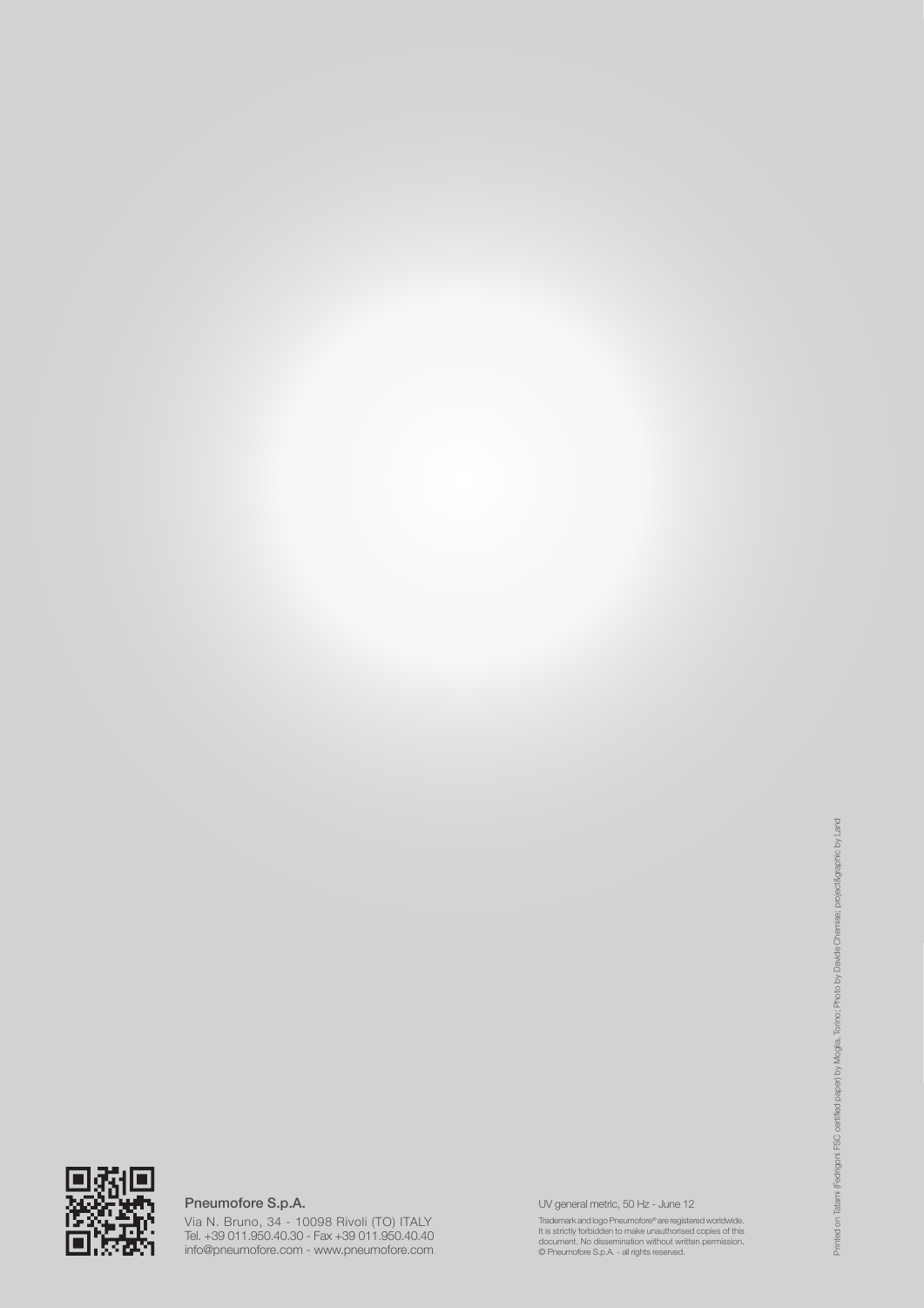**Pneumofore S.p.A.**

Via N. Bruno, 34 - 10098 Rivoli (TO) ITALY
Tel. +39 011.950.40.30 - Fax +39 011.950.40.40
info@pneumofore.com - www.pneumofore.com

UV general metric, 50 Hz - June 12

Trademark and logo Pneumofore® are registered worldwide. It is strictly forbidden to make unauthorised copies of this document. No dissemination without written permission. © Pneumofore S.p.A. - all rights reserved.

Printed on Tatami (Fedrigoni FSC certified paper) by Moglia, Torino; Photo by Davide Chemise; project&graphic by Land